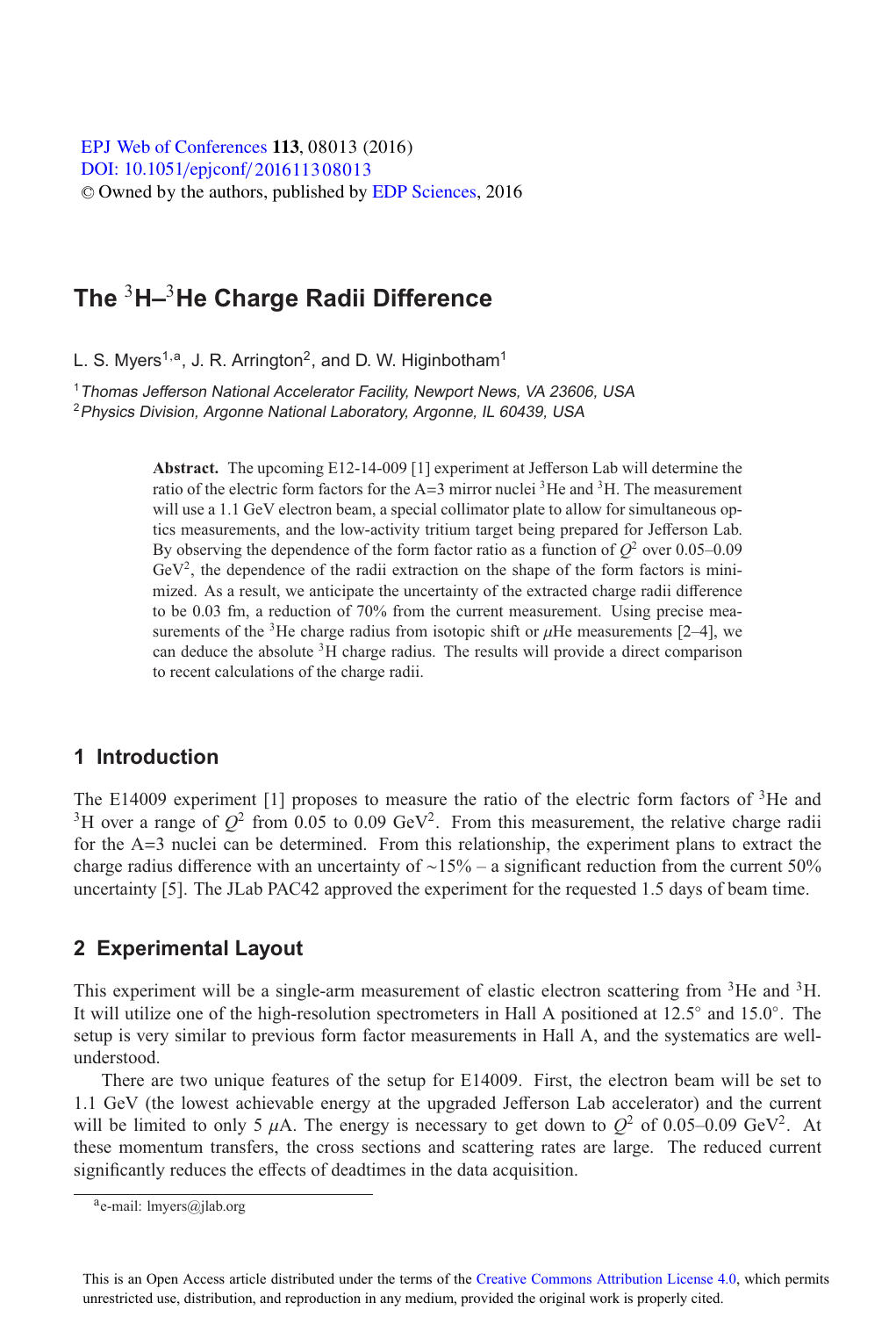# The $^{3}$H–$^{3}$He Charge Radii Difference

L. S. Myers[1,a], J. R. Arrington[2], and D. W. Higinbotham[1]

[1] *Thomas Jefferson National Accelerator Facility, Newport News, VA 23606, USA*
[2] *Physics Division, Argonne National Laboratory, Argonne, IL 60439, USA*

**Abstract.** The upcoming E12-14-009 [1] experiment at Jefferson Lab will determine the ratio of the electric form factors for the A=3 mirror nuclei $^{3}$He and $^{3}$H. The measurement will use a 1.1 GeV electron beam, a special collimator plate to allow for simultaneous optics measurements, and the low-activity tritium target being prepared for Jefferson Lab. By observing the dependence of the form factor ratio as a function of $Q^2$ over 0.05–0.09 GeV$^2$, the dependence of the radii extraction on the shape of the form factors is minimized. As a result, we anticipate the uncertainty of the extracted charge radii difference to be 0.03 fm, a reduction of 70% from the current measurement. Using precise measurements of the $^{3}$He charge radius from isotopic shift or $\mu$He measurements [2–4], we can deduce the absolute $^{3}$H charge radius. The results will provide a direct comparison to recent calculations of the charge radii.

## 1 Introduction

The E14009 experiment [1] proposes to measure the ratio of the electric form factors of $^{3}$He and $^{3}$H over a range of $Q^2$ from 0.05 to 0.09 GeV$^2$. From this measurement, the relative charge radii for the A=3 nuclei can be determined. From this relationship, the experiment plans to extract the charge radius difference with an uncertainty of ~15% – a significant reduction from the current 50% uncertainty [5]. The JLab PAC42 approved the experiment for the requested 1.5 days of beam time.

## 2 Experimental Layout

This experiment will be a single-arm measurement of elastic electron scattering from $^{3}$He and $^{3}$H. It will utilize one of the high-resolution spectrometers in Hall A positioned at 12.5° and 15.0°. The setup is very similar to previous form factor measurements in Hall A, and the systematics are well-understood.

There are two unique features of the setup for E14009. First, the electron beam will be set to 1.1 GeV (the lowest achievable energy at the upgraded Jefferson Lab accelerator) and the current will be limited to only 5 $\mu$A. The energy is necessary to get down to $Q^2$ of 0.05–0.09 GeV$^2$. At these momentum transfers, the cross sections and scattering rates are large. The reduced current significantly reduces the effects of deadtimes in the data acquisition.

[a] e-mail: lmyers@jlab.org

This is an Open Access article distributed under the terms of the Creative Commons Attribution License 4.0, which permits unrestricted use, distribution, and reproduction in any medium, provided the original work is properly cited.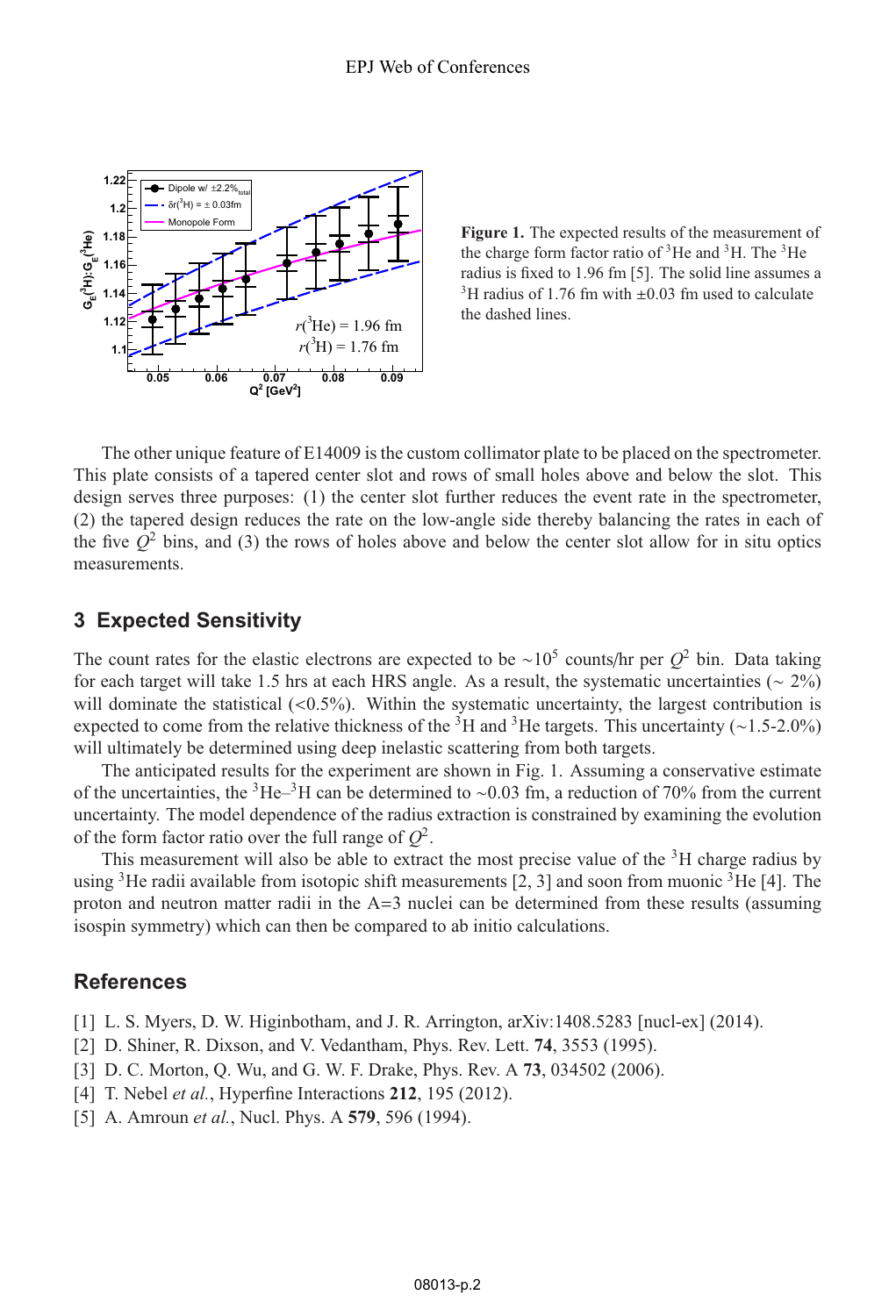1.22
1.2
1.18
1.16
1.14
1.12
1.1

Dipole w/ ±2.2%$_{total}$
δr($^3$H) = ± 0.03fm
Monopole Form

$G_E(^3H):G_E(^3He)$

$r(^3\text{He})$ = 1.96 fm
$r(^3\text{H})$ = 1.76 fm

0.05 0.06 0.07 0.08 0.09
$Q^2$ [GeV$^2$]

**Figure 1.** The expected results of the measurement of the charge form factor ratio of $^3$He and $^3$H. The $^3$He radius is fixed to 1.96 fm [5]. The solid line assumes a $^3$H radius of 1.76 fm with ±0.03 fm used to calculate the dashed lines.

The other unique feature of E14009 is the custom collimator plate to be placed on the spectrometer. This plate consists of a tapered center slot and rows of small holes above and below the slot. This design serves three purposes: (1) the center slot further reduces the event rate in the spectrometer, (2) the tapered design reduces the rate on the low-angle side thereby balancing the rates in each of the five $Q^2$ bins, and (3) the rows of holes above and below the center slot allow for in situ optics measurements.

## 3 Expected Sensitivity

The count rates for the elastic electrons are expected to be $\sim 10^5$ counts/hr per $Q^2$ bin. Data taking for each target will take 1.5 hrs at each HRS angle. As a result, the systematic uncertainties ($\sim$ 2%) will dominate the statistical (<0.5%). Within the systematic uncertainty, the largest contribution is expected to come from the relative thickness of the $^3$H and $^3$He targets. This uncertainty ($\sim$1.5-2.0%) will ultimately be determined using deep inelastic scattering from both targets.

The anticipated results for the experiment are shown in Fig. 1. Assuming a conservative estimate of the uncertainties, the $^3$He–$^3$H can be determined to $\sim$0.03 fm, a reduction of 70% from the current uncertainty. The model dependence of the radius extraction is constrained by examining the evolution of the form factor ratio over the full range of $Q^2$.

This measurement will also be able to extract the most precise value of the $^3$H charge radius by using $^3$He radii available from isotopic shift measurements [2, 3] and soon from muonic $^3$He [4]. The proton and neutron matter radii in the A=3 nuclei can be determined from these results (assuming isospin symmetry) which can then be compared to ab initio calculations.

## References

[1] L. S. Myers, D. W. Higinbotham, and J. R. Arrington, arXiv:1408.5283 [nucl-ex] (2014).
[2] D. Shiner, R. Dixson, and V. Vedantham, Phys. Rev. Lett. **74**, 3553 (1995).
[3] D. C. Morton, Q. Wu, and G. W. F. Drake, Phys. Rev. A **73**, 034502 (2006).
[4] T. Nebel *et al.*, Hyperfine Interactions **212**, 195 (2012).
[5] A. Amroun *et al.*, Nucl. Phys. A **579**, 596 (1994).